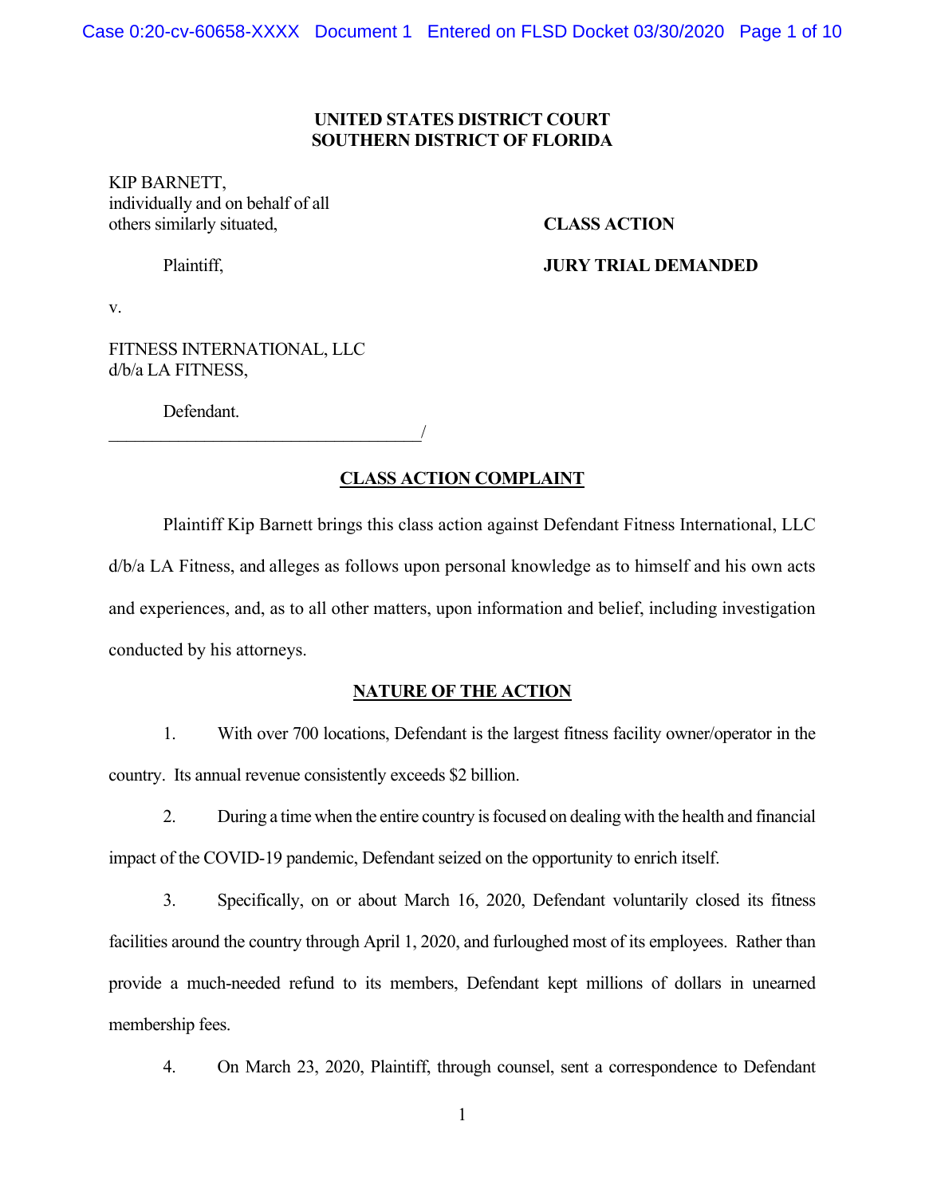**UNITED STATES DISTRICT COURT**
**SOUTHERN DISTRICT OF FLORIDA**

KIP BARNETT,
individually and on behalf of all
others similarly situated,

Plaintiff,

v.

FITNESS INTERNATIONAL, LLC
d/b/a LA FITNESS,

Defendant.
_____________________________________/

**CLASS ACTION**

**JURY TRIAL DEMANDED**

## CLASS ACTION COMPLAINT

Plaintiff Kip Barnett brings this class action against Defendant Fitness International, LLC d/b/a LA Fitness, and alleges as follows upon personal knowledge as to himself and his own acts and experiences, and, as to all other matters, upon information and belief, including investigation conducted by his attorneys.

## NATURE OF THE ACTION

1. With over 700 locations, Defendant is the largest fitness facility owner/operator in the country. Its annual revenue consistently exceeds $2 billion.

2. During a time when the entire country is focused on dealing with the health and financial impact of the COVID-19 pandemic, Defendant seized on the opportunity to enrich itself.

3. Specifically, on or about March 16, 2020, Defendant voluntarily closed its fitness facilities around the country through April 1, 2020, and furloughed most of its employees. Rather than provide a much-needed refund to its members, Defendant kept millions of dollars in unearned membership fees.

4. On March 23, 2020, Plaintiff, through counsel, sent a correspondence to Defendant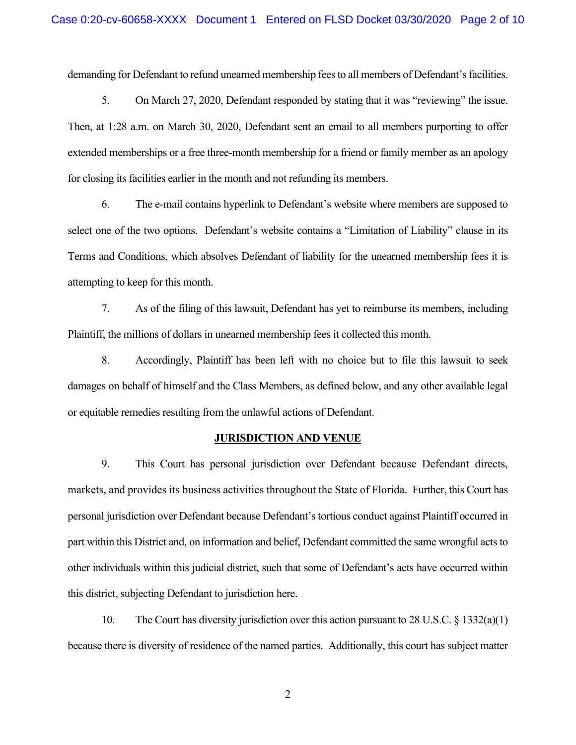demanding for Defendant to refund unearned membership fees to all members of Defendant's facilities.

5. On March 27, 2020, Defendant responded by stating that it was "reviewing" the issue. Then, at 1:28 a.m. on March 30, 2020, Defendant sent an email to all members purporting to offer extended memberships or a free three-month membership for a friend or family member as an apology for closing its facilities earlier in the month and not refunding its members.

6. The e-mail contains hyperlink to Defendant's website where members are supposed to select one of the two options. Defendant's website contains a "Limitation of Liability" clause in its Terms and Conditions, which absolves Defendant of liability for the unearned membership fees it is attempting to keep for this month.

7. As of the filing of this lawsuit, Defendant has yet to reimburse its members, including Plaintiff, the millions of dollars in unearned membership fees it collected this month.

8. Accordingly, Plaintiff has been left with no choice but to file this lawsuit to seek damages on behalf of himself and the Class Members, as defined below, and any other available legal or equitable remedies resulting from the unlawful actions of Defendant.

## JURISDICTION AND VENUE

9. This Court has personal jurisdiction over Defendant because Defendant directs, markets, and provides its business activities throughout the State of Florida. Further, this Court has personal jurisdiction over Defendant because Defendant's tortious conduct against Plaintiff occurred in part within this District and, on information and belief, Defendant committed the same wrongful acts to other individuals within this judicial district, such that some of Defendant's acts have occurred within this district, subjecting Defendant to jurisdiction here.

10. The Court has diversity jurisdiction over this action pursuant to 28 U.S.C. § 1332(a)(1) because there is diversity of residence of the named parties. Additionally, this court has subject matter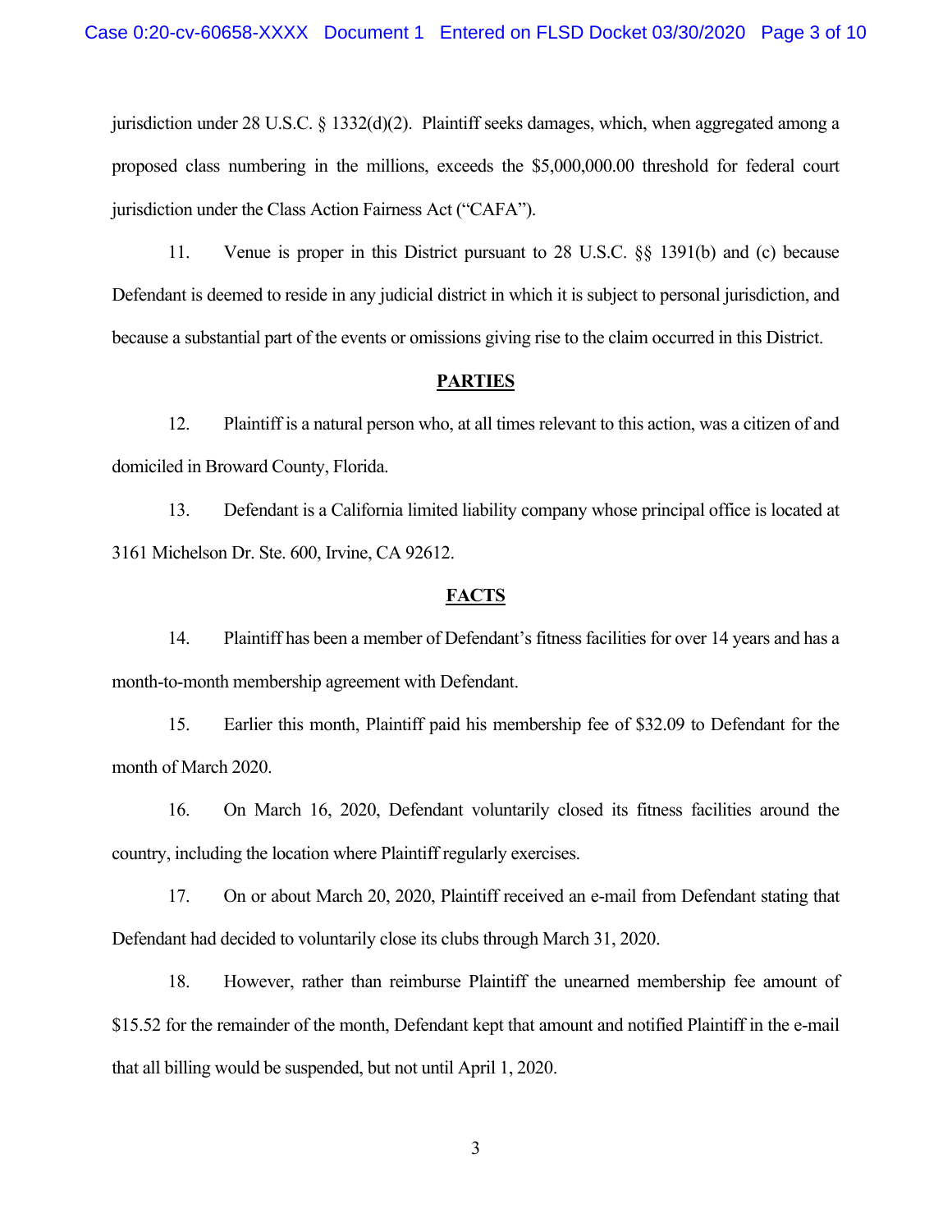jurisdiction under 28 U.S.C. § 1332(d)(2). Plaintiff seeks damages, which, when aggregated among a proposed class numbering in the millions, exceeds the $5,000,000.00 threshold for federal court jurisdiction under the Class Action Fairness Act ("CAFA").

11. Venue is proper in this District pursuant to 28 U.S.C. §§ 1391(b) and (c) because Defendant is deemed to reside in any judicial district in which it is subject to personal jurisdiction, and because a substantial part of the events or omissions giving rise to the claim occurred in this District.

## PARTIES

12. Plaintiff is a natural person who, at all times relevant to this action, was a citizen of and domiciled in Broward County, Florida.

13. Defendant is a California limited liability company whose principal office is located at 3161 Michelson Dr. Ste. 600, Irvine, CA 92612.

## FACTS

14. Plaintiff has been a member of Defendant's fitness facilities for over 14 years and has a month-to-month membership agreement with Defendant.

15. Earlier this month, Plaintiff paid his membership fee of $32.09 to Defendant for the month of March 2020.

16. On March 16, 2020, Defendant voluntarily closed its fitness facilities around the country, including the location where Plaintiff regularly exercises.

17. On or about March 20, 2020, Plaintiff received an e-mail from Defendant stating that Defendant had decided to voluntarily close its clubs through March 31, 2020.

18. However, rather than reimburse Plaintiff the unearned membership fee amount of $15.52 for the remainder of the month, Defendant kept that amount and notified Plaintiff in the e-mail that all billing would be suspended, but not until April 1, 2020.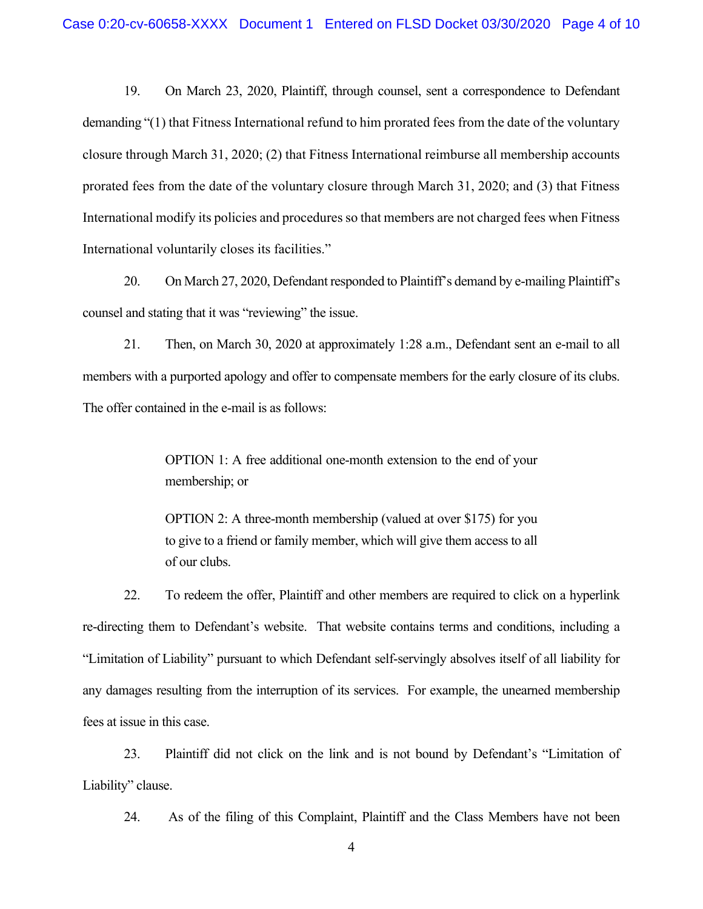19. On March 23, 2020, Plaintiff, through counsel, sent a correspondence to Defendant demanding "(1) that Fitness International refund to him prorated fees from the date of the voluntary closure through March 31, 2020; (2) that Fitness International reimburse all membership accounts prorated fees from the date of the voluntary closure through March 31, 2020; and (3) that Fitness International modify its policies and procedures so that members are not charged fees when Fitness International voluntarily closes its facilities."

20. On March 27, 2020, Defendant responded to Plaintiff's demand by e-mailing Plaintiff's counsel and stating that it was "reviewing" the issue.

21. Then, on March 30, 2020 at approximately 1:28 a.m., Defendant sent an e-mail to all members with a purported apology and offer to compensate members for the early closure of its clubs. The offer contained in the e-mail is as follows:

> OPTION 1: A free additional one-month extension to the end of your membership; or
>
> OPTION 2: A three-month membership (valued at over $175) for you to give to a friend or family member, which will give them access to all of our clubs.

22. To redeem the offer, Plaintiff and other members are required to click on a hyperlink re-directing them to Defendant's website. That website contains terms and conditions, including a "Limitation of Liability" pursuant to which Defendant self-servingly absolves itself of all liability for any damages resulting from the interruption of its services. For example, the unearned membership fees at issue in this case.

23. Plaintiff did not click on the link and is not bound by Defendant's "Limitation of Liability" clause.

24. As of the filing of this Complaint, Plaintiff and the Class Members have not been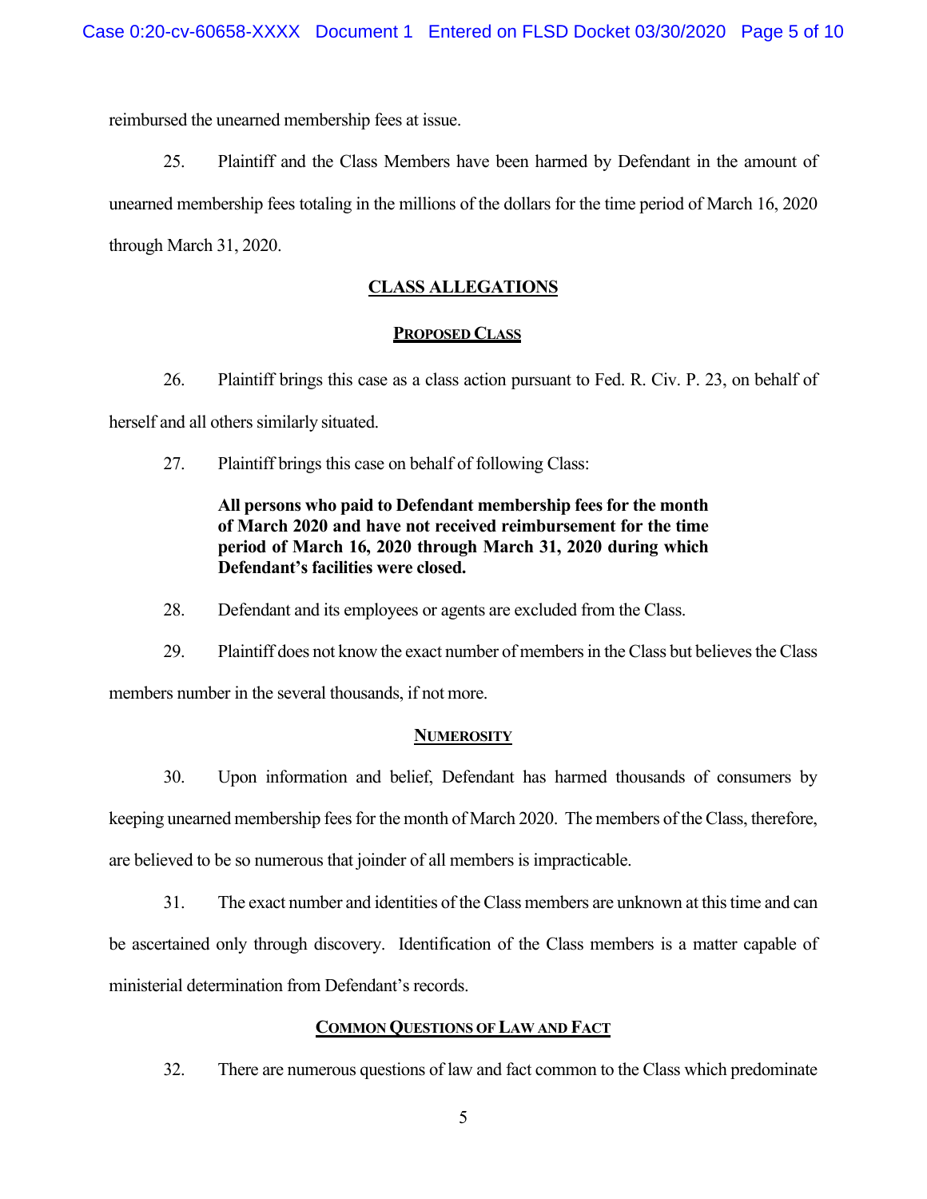reimbursed the unearned membership fees at issue.

25. Plaintiff and the Class Members have been harmed by Defendant in the amount of unearned membership fees totaling in the millions of the dollars for the time period of March 16, 2020 through March 31, 2020.

## CLASS ALLEGATIONS

### PROPOSED CLASS

26. Plaintiff brings this case as a class action pursuant to Fed. R. Civ. P. 23, on behalf of herself and all others similarly situated.

27. Plaintiff brings this case on behalf of following Class:

> **All persons who paid to Defendant membership fees for the month of March 2020 and have not received reimbursement for the time period of March 16, 2020 through March 31, 2020 during which Defendant's facilities were closed.**

28. Defendant and its employees or agents are excluded from the Class.

29. Plaintiff does not know the exact number of members in the Class but believes the Class members number in the several thousands, if not more.

### NUMEROSITY

30. Upon information and belief, Defendant has harmed thousands of consumers by keeping unearned membership fees for the month of March 2020. The members of the Class, therefore, are believed to be so numerous that joinder of all members is impracticable.

31. The exact number and identities of the Class members are unknown at this time and can be ascertained only through discovery. Identification of the Class members is a matter capable of ministerial determination from Defendant's records.

### COMMON QUESTIONS OF LAW AND FACT

32. There are numerous questions of law and fact common to the Class which predominate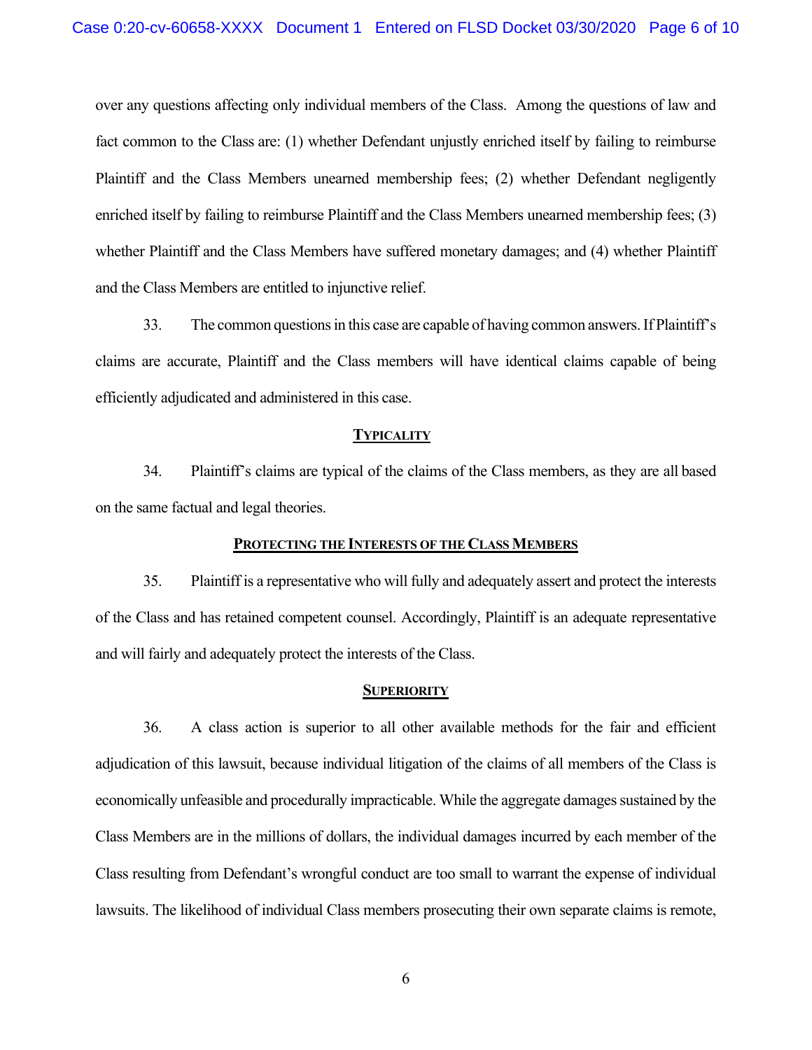over any questions affecting only individual members of the Class. Among the questions of law and fact common to the Class are: (1) whether Defendant unjustly enriched itself by failing to reimburse Plaintiff and the Class Members unearned membership fees; (2) whether Defendant negligently enriched itself by failing to reimburse Plaintiff and the Class Members unearned membership fees; (3) whether Plaintiff and the Class Members have suffered monetary damages; and (4) whether Plaintiff and the Class Members are entitled to injunctive relief.

33. The common questions in this case are capable of having common answers. If Plaintiff's claims are accurate, Plaintiff and the Class members will have identical claims capable of being efficiently adjudicated and administered in this case.

**TYPICALITY**

34. Plaintiff's claims are typical of the claims of the Class members, as they are all based on the same factual and legal theories.

**PROTECTING THE INTERESTS OF THE CLASS MEMBERS**

35. Plaintiff is a representative who will fully and adequately assert and protect the interests of the Class and has retained competent counsel. Accordingly, Plaintiff is an adequate representative and will fairly and adequately protect the interests of the Class.

**SUPERIORITY**

36. A class action is superior to all other available methods for the fair and efficient adjudication of this lawsuit, because individual litigation of the claims of all members of the Class is economically unfeasible and procedurally impracticable. While the aggregate damages sustained by the Class Members are in the millions of dollars, the individual damages incurred by each member of the Class resulting from Defendant's wrongful conduct are too small to warrant the expense of individual lawsuits. The likelihood of individual Class members prosecuting their own separate claims is remote,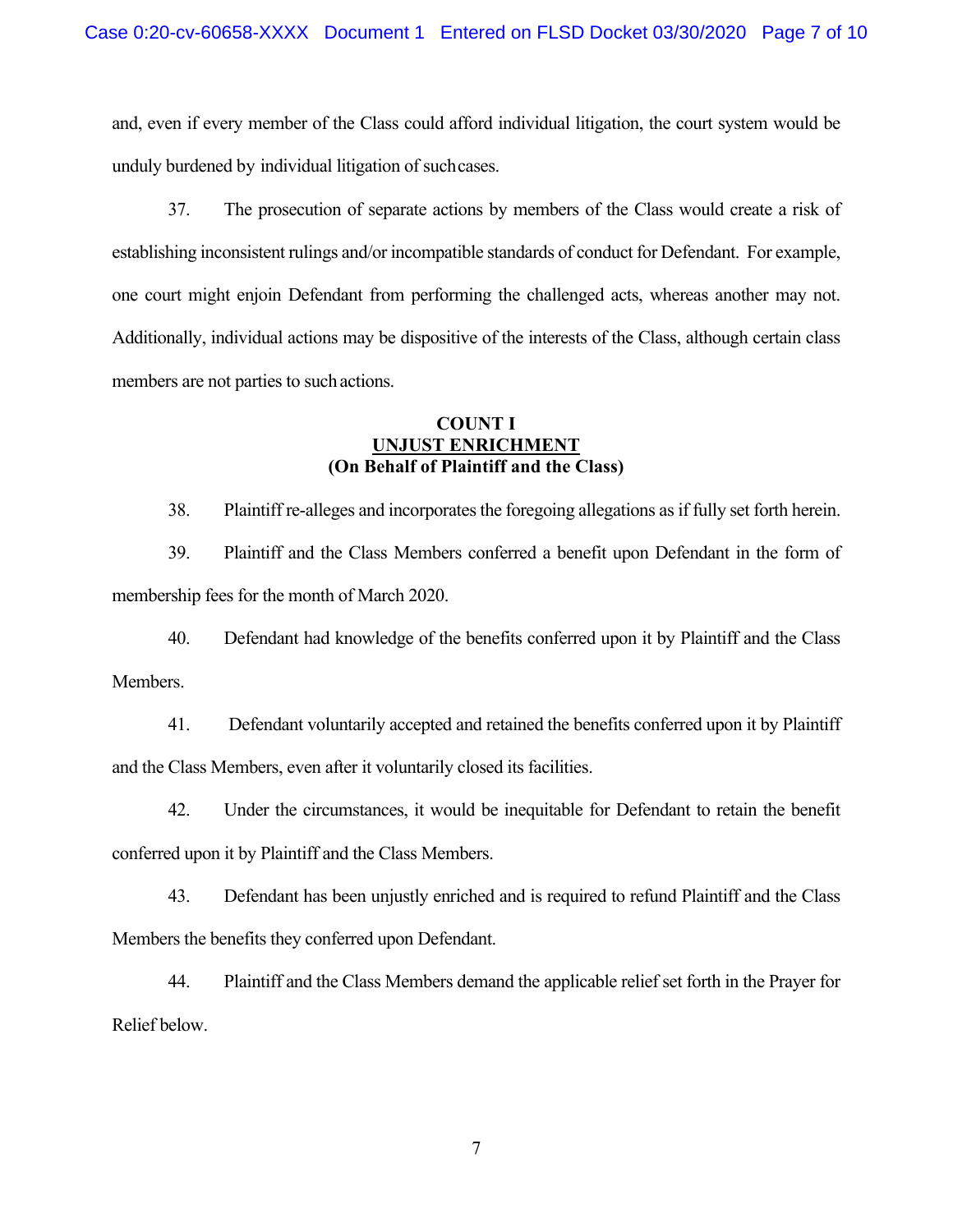and, even if every member of the Class could afford individual litigation, the court system would be unduly burdened by individual litigation of such cases.

37. The prosecution of separate actions by members of the Class would create a risk of establishing inconsistent rulings and/or incompatible standards of conduct for Defendant. For example, one court might enjoin Defendant from performing the challenged acts, whereas another may not. Additionally, individual actions may be dispositive of the interests of the Class, although certain class members are not parties to such actions.

**COUNT I**
**UNJUST ENRICHMENT**
**(On Behalf of Plaintiff and the Class)**

38. Plaintiff re-alleges and incorporates the foregoing allegations as if fully set forth herein.

39. Plaintiff and the Class Members conferred a benefit upon Defendant in the form of membership fees for the month of March 2020.

40. Defendant had knowledge of the benefits conferred upon it by Plaintiff and the Class Members.

41. Defendant voluntarily accepted and retained the benefits conferred upon it by Plaintiff and the Class Members, even after it voluntarily closed its facilities.

42. Under the circumstances, it would be inequitable for Defendant to retain the benefit conferred upon it by Plaintiff and the Class Members.

43. Defendant has been unjustly enriched and is required to refund Plaintiff and the Class Members the benefits they conferred upon Defendant.

44. Plaintiff and the Class Members demand the applicable relief set forth in the Prayer for Relief below.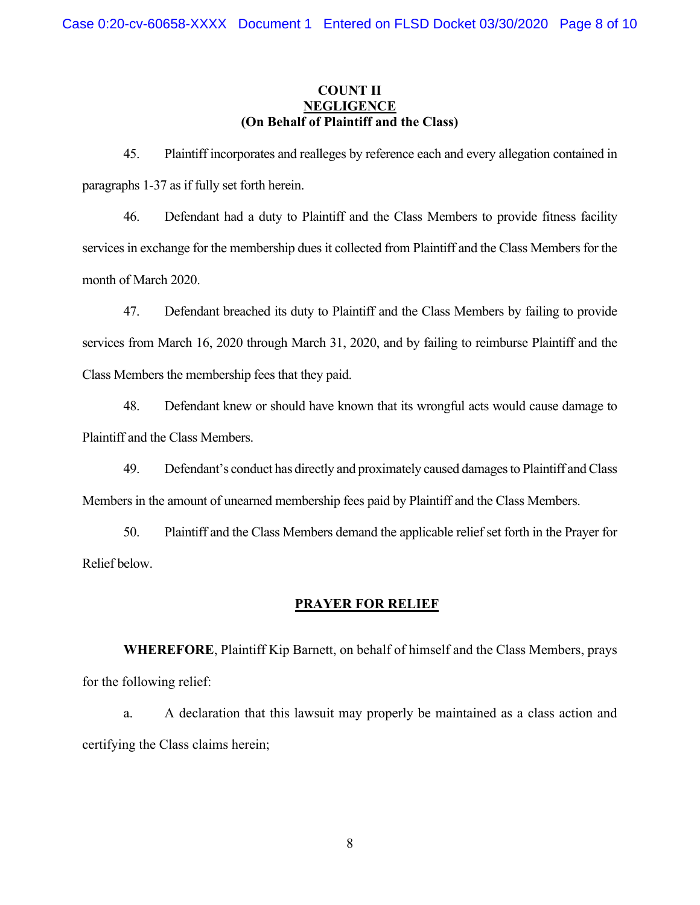**COUNT II**
**NEGLIGENCE**
**(On Behalf of Plaintiff and the Class)**

45. Plaintiff incorporates and realleges by reference each and every allegation contained in paragraphs 1-37 as if fully set forth herein.

46. Defendant had a duty to Plaintiff and the Class Members to provide fitness facility services in exchange for the membership dues it collected from Plaintiff and the Class Members for the month of March 2020.

47. Defendant breached its duty to Plaintiff and the Class Members by failing to provide services from March 16, 2020 through March 31, 2020, and by failing to reimburse Plaintiff and the Class Members the membership fees that they paid.

48. Defendant knew or should have known that its wrongful acts would cause damage to Plaintiff and the Class Members.

49. Defendant's conduct has directly and proximately caused damages to Plaintiff and Class Members in the amount of unearned membership fees paid by Plaintiff and the Class Members.

50. Plaintiff and the Class Members demand the applicable relief set forth in the Prayer for Relief below.

**PRAYER FOR RELIEF**

**WHEREFORE**, Plaintiff Kip Barnett, on behalf of himself and the Class Members, prays for the following relief:

a. A declaration that this lawsuit may properly be maintained as a class action and certifying the Class claims herein;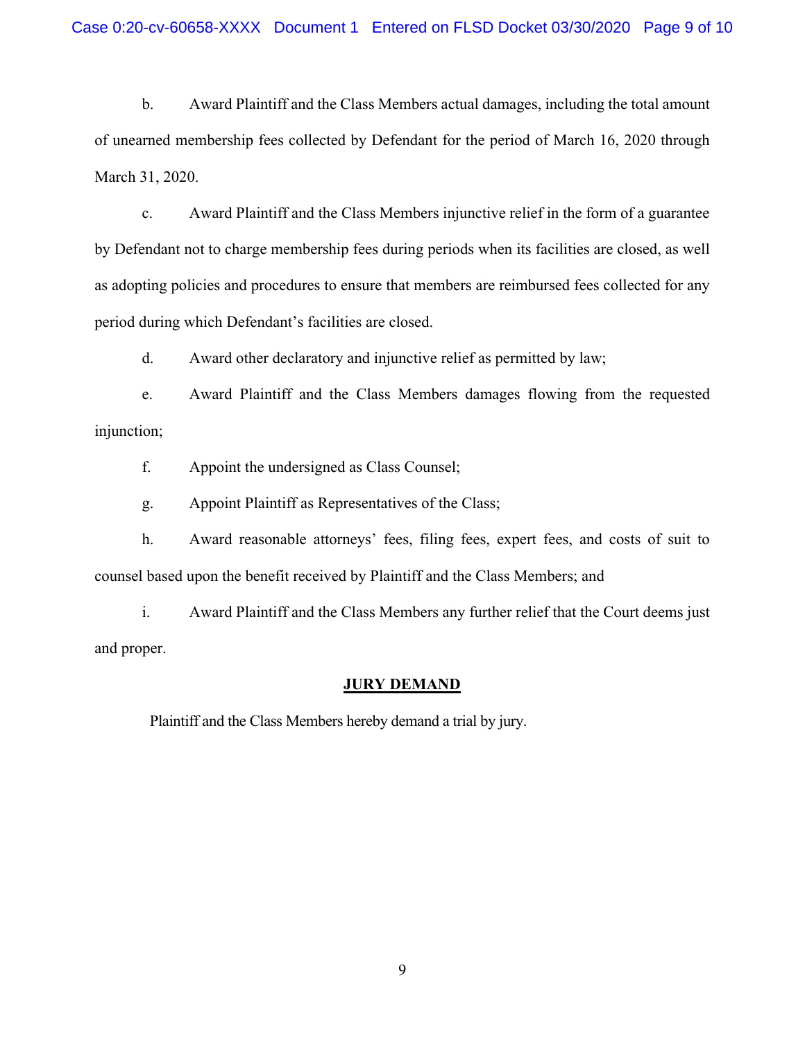b. Award Plaintiff and the Class Members actual damages, including the total amount of unearned membership fees collected by Defendant for the period of March 16, 2020 through March 31, 2020.

c. Award Plaintiff and the Class Members injunctive relief in the form of a guarantee by Defendant not to charge membership fees during periods when its facilities are closed, as well as adopting policies and procedures to ensure that members are reimbursed fees collected for any period during which Defendant's facilities are closed.

d. Award other declaratory and injunctive relief as permitted by law;

e. Award Plaintiff and the Class Members damages flowing from the requested injunction;

f. Appoint the undersigned as Class Counsel;

g. Appoint Plaintiff as Representatives of the Class;

h. Award reasonable attorneys' fees, filing fees, expert fees, and costs of suit to counsel based upon the benefit received by Plaintiff and the Class Members; and

i. Award Plaintiff and the Class Members any further relief that the Court deems just and proper.

## JURY DEMAND

Plaintiff and the Class Members hereby demand a trial by jury.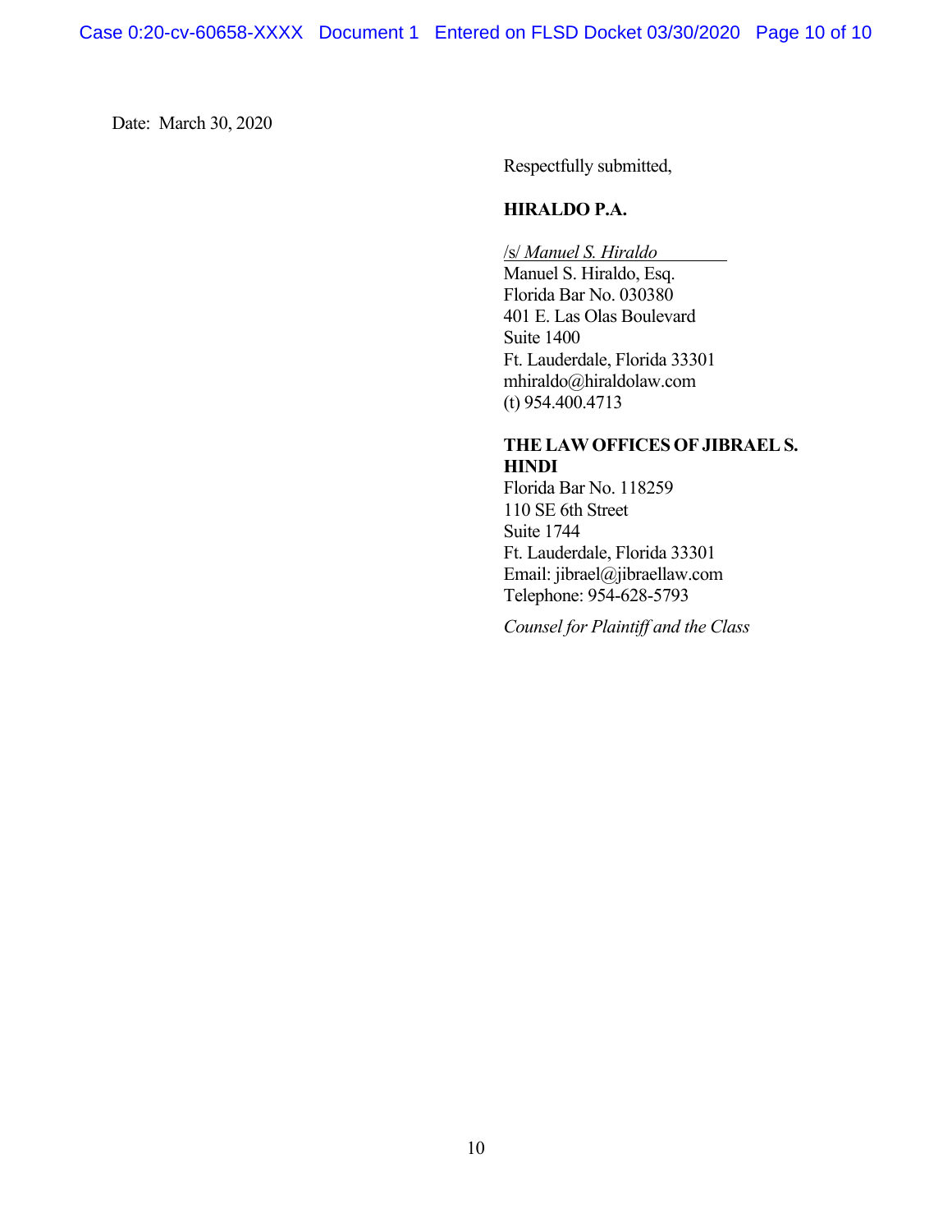Date: March 30, 2020

Respectfully submitted,

**HIRALDO P.A.**

/s/ *Manuel S. Hiraldo*
Manuel S. Hiraldo, Esq.
Florida Bar No. 030380
401 E. Las Olas Boulevard
Suite 1400
Ft. Lauderdale, Florida 33301
mhiraldo@hiraldolaw.com
(t) 954.400.4713

**THE LAW OFFICES OF JIBRAEL S. HINDI**
Florida Bar No. 118259
110 SE 6th Street
Suite 1744
Ft. Lauderdale, Florida 33301
Email: jibrael@jibraellaw.com
Telephone: 954-628-5793

*Counsel for Plaintiff and the Class*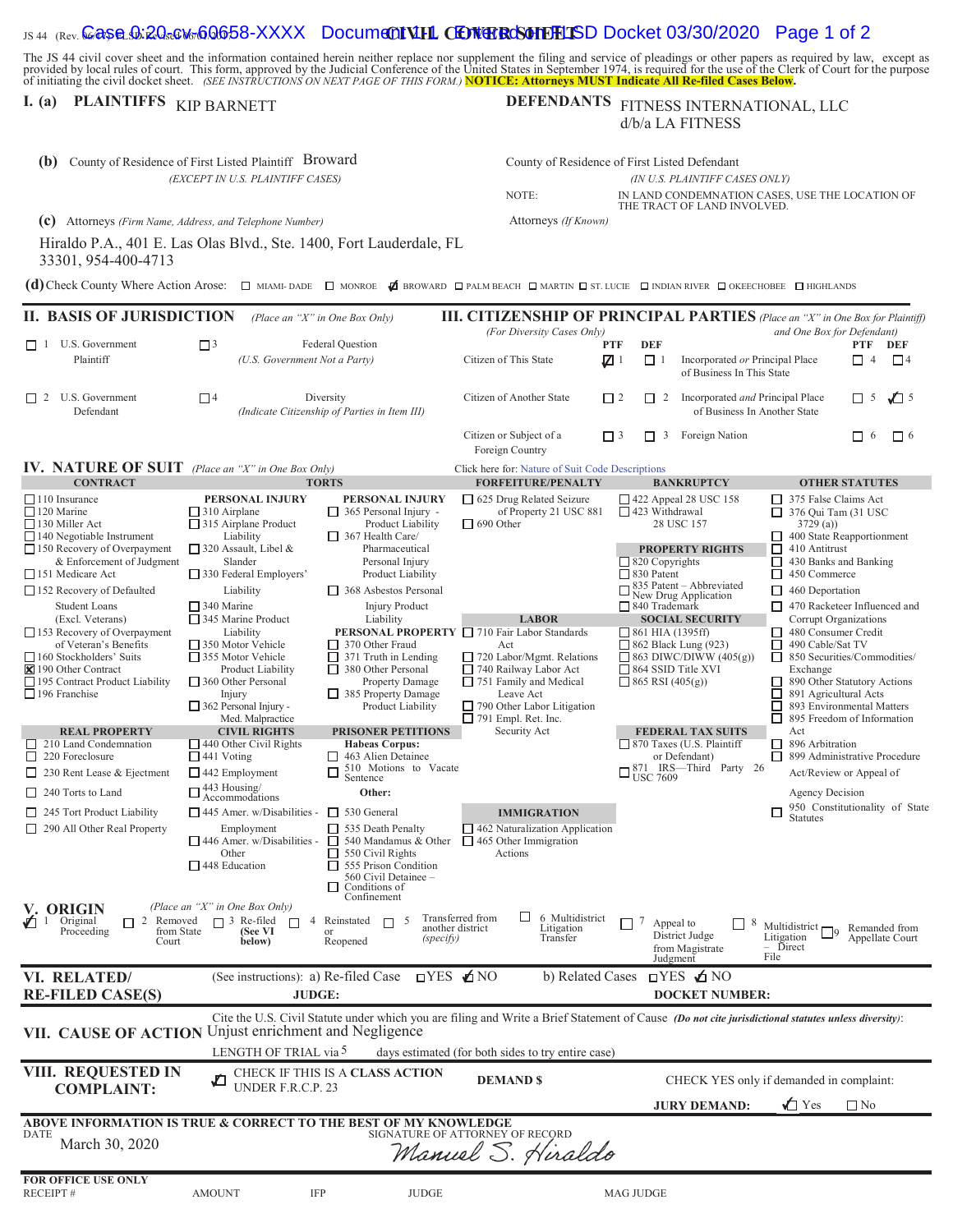JS 44 (Rev. 06/17) FLSD Revised 06/01/2017

# CIVIL COVER SHEET

The JS 44 civil cover sheet and the information contained herein neither replace nor supplement the filing and service of pleadings or other papers as required by law, except as provided by local rules of court. This form, approved by the Judicial Conference of the United States in September 1974, is required for the use of the Clerk of Court for the purpose of initiating the civil docket sheet. *(SEE INSTRUCTIONS ON NEXT PAGE OF THIS FORM.)* **NOTICE: Attorneys MUST Indicate All Re-filed Cases Below.**

## I. (a) PLAINTIFFS

KIP BARNETT

## DEFENDANTS

FITNESS INTERNATIONAL, LLC d/b/a LA FITNESS

**(b)** County of Residence of First Listed Plaintiff: Broward
*(EXCEPT IN U.S. PLAINTIFF CASES)*

County of Residence of First Listed Defendant
*(IN U.S. PLAINTIFF CASES ONLY)*

NOTE: IN LAND CONDEMNATION CASES, USE THE LOCATION OF THE TRACT OF LAND INVOLVED.

**(c)** Attorneys *(Firm Name, Address, and Telephone Number)*

Hiraldo P.A., 401 E. Las Olas Blvd., Ste. 1400, Fort Lauderdale, FL 33301, 954-400-4713

Attorneys *(If Known)*

**(d)** Check County Where Action Arose: ☐ MIAMI-DADE ☐ MONROE ☑ BROWARD ☐ PALM BEACH ☐ MARTIN ☐ ST. LUCIE ☐ INDIAN RIVER ☐ OKEECHOBEE ☐ HIGHLANDS

## II. BASIS OF JURISDICTION *(Place an "X" in One Box Only)*

- ☐ 1 U.S. Government Plaintiff
- ☐ 3 Federal Question (U.S. Government Not a Party)
- ☐ 2 U.S. Government Defendant
- ☐ 4 Diversity (Indicate Citizenship of Parties in Item III)

## III. CITIZENSHIP OF PRINCIPAL PARTIES *(Place an "X" in One Box for Plaintiff and One Box for Defendant)* *(For Diversity Cases Only)*

| | PTF | DEF | | PTF | DEF |
|---|---|---|---|---|---|
| Citizen of This State | ☑ 1 | ☐ 1 | Incorporated *or* Principal Place of Business In This State | ☐ 4 | ☐ 4 |
| Citizen of Another State | ☐ 2 | ☐ 2 | Incorporated *and* Principal Place of Business In Another State | ☐ 5 | ☑ 5 |
| Citizen or Subject of a Foreign Country | ☐ 3 | ☐ 3 | Foreign Nation | ☐ 6 | ☐ 6 |

## IV. NATURE OF SUIT *(Place an "X" in One Box Only)*

Click here for: Nature of Suit Code Descriptions

**CONTRACT**
- ☐ 110 Insurance
- ☐ 120 Marine
- ☐ 130 Miller Act
- ☐ 140 Negotiable Instrument
- ☐ 150 Recovery of Overpayment & Enforcement of Judgment
- ☐ 151 Medicare Act
- ☐ 152 Recovery of Defaulted Student Loans (Excl. Veterans)
- ☐ 153 Recovery of Overpayment of Veteran's Benefits
- ☐ 160 Stockholders' Suits
- ☒ 190 Other Contract
- ☐ 195 Contract Product Liability
- ☐ 196 Franchise

**REAL PROPERTY**
- ☐ 210 Land Condemnation
- ☐ 220 Foreclosure
- ☐ 230 Rent Lease & Ejectment
- ☐ 240 Torts to Land
- ☐ 245 Tort Product Liability
- ☐ 290 All Other Real Property

**TORTS — PERSONAL INJURY**
- ☐ 310 Airplane
- ☐ 315 Airplane Product Liability
- ☐ 320 Assault, Libel & Slander
- ☐ 330 Federal Employers' Liability
- ☐ 340 Marine
- ☐ 345 Marine Product Liability
- ☐ 350 Motor Vehicle
- ☐ 355 Motor Vehicle Product Liability
- ☐ 360 Other Personal Injury
- ☐ 362 Personal Injury - Med. Malpractice

**PERSONAL INJURY**
- ☐ 365 Personal Injury - Product Liability
- ☐ 367 Health Care/ Pharmaceutical Personal Injury Product Liability
- ☐ 368 Asbestos Personal Injury Product Liability

**PERSONAL PROPERTY**
- ☐ 370 Other Fraud
- ☐ 371 Truth in Lending
- ☐ 380 Other Personal Property Damage
- ☐ 385 Property Damage Product Liability

**CIVIL RIGHTS**
- ☐ 440 Other Civil Rights
- ☐ 441 Voting
- ☐ 442 Employment
- ☐ 443 Housing/ Accommodations
- ☐ 445 Amer. w/Disabilities - Employment
- ☐ 446 Amer. w/Disabilities - Other
- ☐ 448 Education

**PRISONER PETITIONS**
Habeas Corpus:
- ☐ 463 Alien Detainee
- ☐ 510 Motions to Vacate Sentence

Other:
- ☐ 530 General
- ☐ 535 Death Penalty
- ☐ 540 Mandamus & Other
- ☐ 550 Civil Rights
- ☐ 555 Prison Condition
- ☐ 560 Civil Detainee – Conditions of Confinement

**FORFEITURE/PENALTY**
- ☐ 625 Drug Related Seizure of Property 21 USC 881
- ☐ 690 Other

**LABOR**
- ☐ 710 Fair Labor Standards Act
- ☐ 720 Labor/Mgmt. Relations
- ☐ 740 Railway Labor Act
- ☐ 751 Family and Medical Leave Act
- ☐ 790 Other Labor Litigation
- ☐ 791 Empl. Ret. Inc. Security Act

**IMMIGRATION**
- ☐ 462 Naturalization Application
- ☐ 465 Other Immigration Actions

**BANKRUPTCY**
- ☐ 422 Appeal 28 USC 158
- ☐ 423 Withdrawal 28 USC 157

**PROPERTY RIGHTS**
- ☐ 820 Copyrights
- ☐ 830 Patent
- ☐ 835 Patent – Abbreviated New Drug Application
- ☐ 840 Trademark

**SOCIAL SECURITY**
- ☐ 861 HIA (1395ff)
- ☐ 862 Black Lung (923)
- ☐ 863 DIWC/DIWW (405(g))
- ☐ 864 SSID Title XVI
- ☐ 865 RSI (405(g))

**FEDERAL TAX SUITS**
- ☐ 870 Taxes (U.S. Plaintiff or Defendant)
- ☐ 871 IRS—Third Party 26 USC 7609

**OTHER STATUTES**
- ☐ 375 False Claims Act
- ☐ 376 Qui Tam (31 USC 3729 (a))
- ☐ 400 State Reapportionment
- ☐ 410 Antitrust
- ☐ 430 Banks and Banking
- ☐ 450 Commerce
- ☐ 460 Deportation
- ☐ 470 Racketeer Influenced and Corrupt Organizations
- ☐ 480 Consumer Credit
- ☐ 490 Cable/Sat TV
- ☐ 850 Securities/Commodities/ Exchange
- ☐ 890 Other Statutory Actions
- ☐ 891 Agricultural Acts
- ☐ 893 Environmental Matters
- ☐ 895 Freedom of Information Act
- ☐ 896 Arbitration
- ☐ 899 Administrative Procedure Act/Review or Appeal of Agency Decision
- ☐ 950 Constitutionality of State Statutes

## V. ORIGIN *(Place an "X" in One Box Only)*

☑ 1 Original Proceeding ☐ 2 Removed from State Court ☐ 3 Re-filed (See VI below) ☐ 4 Reinstated or Reopened ☐ 5 Transferred from another district *(specify)* ☐ 6 Multidistrict Litigation Transfer ☐ 7 Appeal to District Judge from Magistrate Judgment ☐ 8 Multidistrict Litigation – Direct File ☐ 9 Remanded from Appellate Court

## VI. RELATED/ RE-FILED CASE(S)

(See instructions): a) Re-filed Case ☐ YES ☑ NO b) Related Cases ☐ YES ☑ NO

JUDGE: DOCKET NUMBER:

## VII. CAUSE OF ACTION

Cite the U.S. Civil Statute under which you are filing and Write a Brief Statement of Cause *(Do not cite jurisdictional statutes unless diversity)*: Unjust enrichment and Negligence

LENGTH OF TRIAL via 5 days estimated (for both sides to try entire case)

## VIII. REQUESTED IN COMPLAINT:

☑ CHECK IF THIS IS A **CLASS ACTION** UNDER F.R.C.P. 23

DEMAND $

CHECK YES only if demanded in complaint:

JURY DEMAND: ☑ Yes ☐ No

**ABOVE INFORMATION IS TRUE & CORRECT TO THE BEST OF MY KNOWLEDGE**

DATE: March 30, 2020

SIGNATURE OF ATTORNEY OF RECORD: *Manuel S. Hiraldo*

**FOR OFFICE USE ONLY**

RECEIPT # AMOUNT IFP JUDGE MAG JUDGE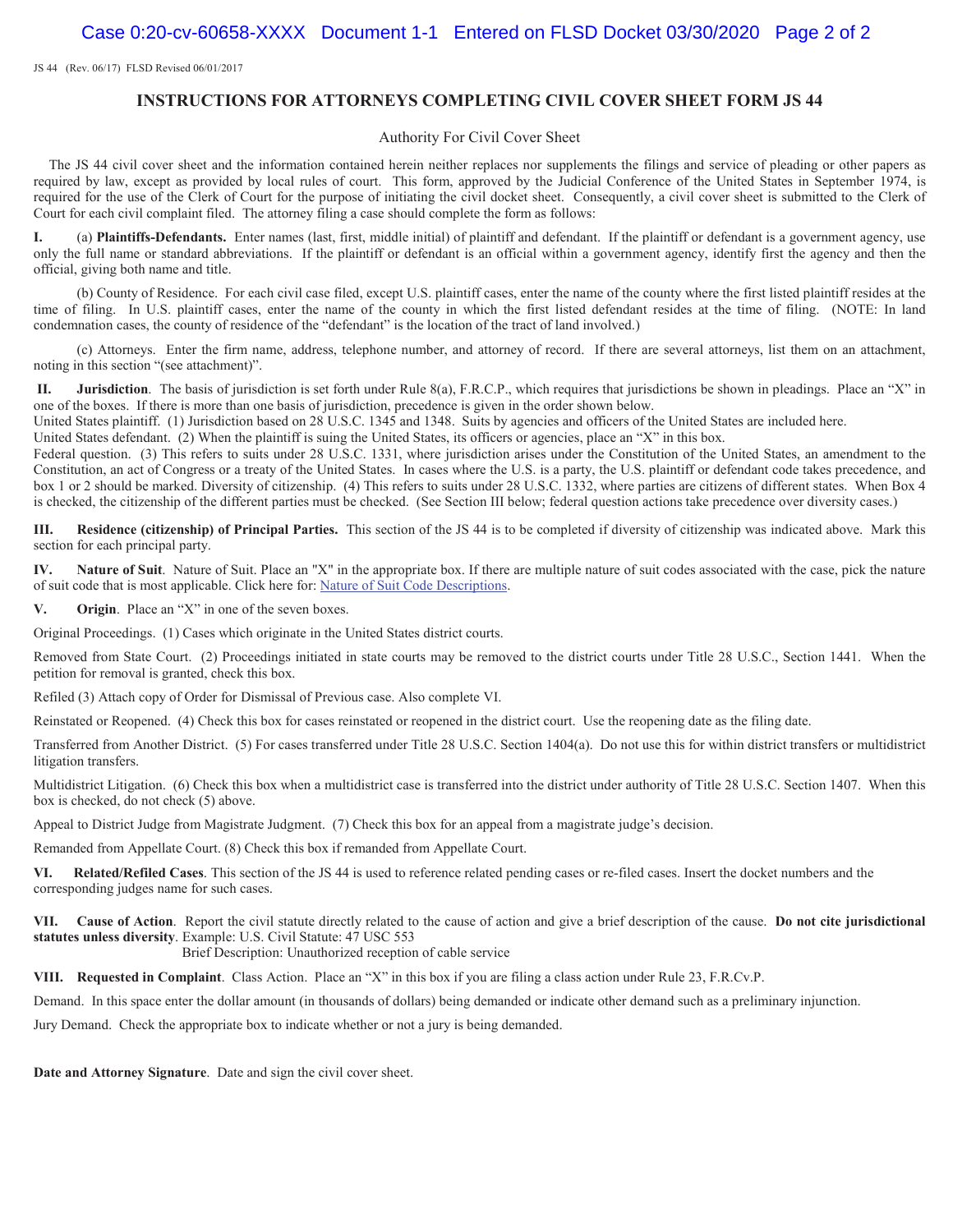JS 44 (Rev. 06/17) FLSD Revised 06/01/2017

## INSTRUCTIONS FOR ATTORNEYS COMPLETING CIVIL COVER SHEET FORM JS 44

Authority For Civil Cover Sheet

The JS 44 civil cover sheet and the information contained herein neither replaces nor supplements the filings and service of pleading or other papers as required by law, except as provided by local rules of court. This form, approved by the Judicial Conference of the United States in September 1974, is required for the use of the Clerk of Court for the purpose of initiating the civil docket sheet. Consequently, a civil cover sheet is submitted to the Clerk of Court for each civil complaint filed. The attorney filing a case should complete the form as follows:

**I.** (a) **Plaintiffs-Defendants.** Enter names (last, first, middle initial) of plaintiff and defendant. If the plaintiff or defendant is a government agency, use only the full name or standard abbreviations. If the plaintiff or defendant is an official within a government agency, identify first the agency and then the official, giving both name and title.

(b) County of Residence. For each civil case filed, except U.S. plaintiff cases, enter the name of the county where the first listed plaintiff resides at the time of filing. In U.S. plaintiff cases, enter the name of the county in which the first listed defendant resides at the time of filing. (NOTE: In land condemnation cases, the county of residence of the "defendant" is the location of the tract of land involved.)

(c) Attorneys. Enter the firm name, address, telephone number, and attorney of record. If there are several attorneys, list them on an attachment, noting in this section "(see attachment)".

**II. Jurisdiction**. The basis of jurisdiction is set forth under Rule 8(a), F.R.C.P., which requires that jurisdictions be shown in pleadings. Place an "X" in one of the boxes. If there is more than one basis of jurisdiction, precedence is given in the order shown below.
United States plaintiff. (1) Jurisdiction based on 28 U.S.C. 1345 and 1348. Suits by agencies and officers of the United States are included here.
United States defendant. (2) When the plaintiff is suing the United States, its officers or agencies, place an "X" in this box.
Federal question. (3) This refers to suits under 28 U.S.C. 1331, where jurisdiction arises under the Constitution of the United States, an amendment to the Constitution, an act of Congress or a treaty of the United States. In cases where the U.S. is a party, the U.S. plaintiff or defendant code takes precedence, and box 1 or 2 should be marked. Diversity of citizenship. (4) This refers to suits under 28 U.S.C. 1332, where parties are citizens of different states. When Box 4 is checked, the citizenship of the different parties must be checked. (See Section III below; federal question actions take precedence over diversity cases.)

**III. Residence (citizenship) of Principal Parties.** This section of the JS 44 is to be completed if diversity of citizenship was indicated above. Mark this section for each principal party.

**IV. Nature of Suit**. Nature of Suit. Place an "X" in the appropriate box. If there are multiple nature of suit codes associated with the case, pick the nature of suit code that is most applicable. Click here for: Nature of Suit Code Descriptions.

**V. Origin**. Place an "X" in one of the seven boxes.

Original Proceedings. (1) Cases which originate in the United States district courts.

Removed from State Court. (2) Proceedings initiated in state courts may be removed to the district courts under Title 28 U.S.C., Section 1441. When the petition for removal is granted, check this box.

Refiled (3) Attach copy of Order for Dismissal of Previous case. Also complete VI.

Reinstated or Reopened. (4) Check this box for cases reinstated or reopened in the district court. Use the reopening date as the filing date.

Transferred from Another District. (5) For cases transferred under Title 28 U.S.C. Section 1404(a). Do not use this for within district transfers or multidistrict litigation transfers.

Multidistrict Litigation. (6) Check this box when a multidistrict case is transferred into the district under authority of Title 28 U.S.C. Section 1407. When this box is checked, do not check (5) above.

Appeal to District Judge from Magistrate Judgment. (7) Check this box for an appeal from a magistrate judge's decision.

Remanded from Appellate Court. (8) Check this box if remanded from Appellate Court.

**VI. Related/Refiled Cases**. This section of the JS 44 is used to reference related pending cases or re-filed cases. Insert the docket numbers and the corresponding judges name for such cases.

**VII. Cause of Action**. Report the civil statute directly related to the cause of action and give a brief description of the cause. **Do not cite jurisdictional statutes unless diversity**. Example: U.S. Civil Statute: 47 USC 553
Brief Description: Unauthorized reception of cable service

**VIII. Requested in Complaint**. Class Action. Place an "X" in this box if you are filing a class action under Rule 23, F.R.Cv.P.

Demand. In this space enter the dollar amount (in thousands of dollars) being demanded or indicate other demand such as a preliminary injunction.

Jury Demand. Check the appropriate box to indicate whether or not a jury is being demanded.

**Date and Attorney Signature**. Date and sign the civil cover sheet.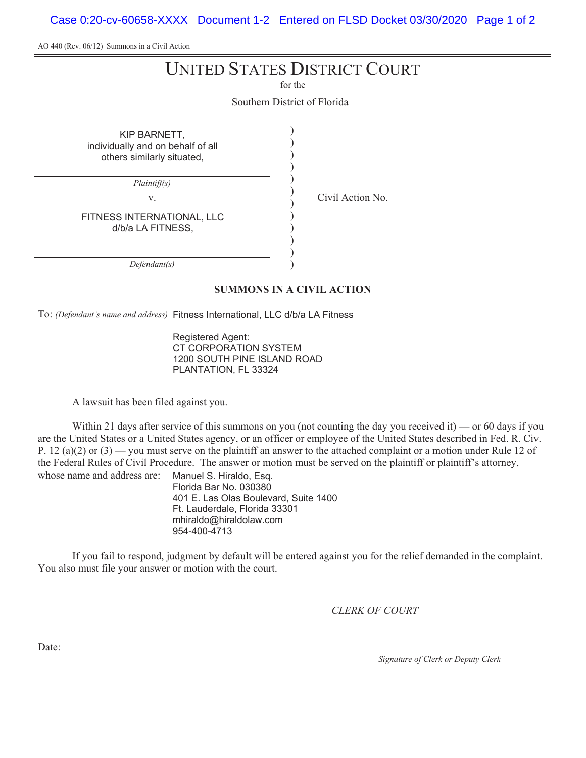AO 440 (Rev. 06/12) Summons in a Civil Action

# UNITED STATES DISTRICT COURT

for the

Southern District of Florida

KIP BARNETT,
individually and on behalf of all
others similarly situated,

*Plaintiff(s)*

v.

FITNESS INTERNATIONAL, LLC
d/b/a LA FITNESS,

*Defendant(s)*

Civil Action No.

## SUMMONS IN A CIVIL ACTION

To: *(Defendant's name and address)* Fitness International, LLC d/b/a LA Fitness

Registered Agent:
CT CORPORATION SYSTEM
1200 SOUTH PINE ISLAND ROAD
PLANTATION, FL 33324

A lawsuit has been filed against you.

Within 21 days after service of this summons on you (not counting the day you received it) — or 60 days if you are the United States or a United States agency, or an officer or employee of the United States described in Fed. R. Civ. P. 12 (a)(2) or (3) — you must serve on the plaintiff an answer to the attached complaint or a motion under Rule 12 of the Federal Rules of Civil Procedure. The answer or motion must be served on the plaintiff or plaintiff's attorney, whose name and address are:

Manuel S. Hiraldo, Esq.
Florida Bar No. 030380
401 E. Las Olas Boulevard, Suite 1400
Ft. Lauderdale, Florida 33301
mhiraldo@hiraldolaw.com
954-400-4713

If you fail to respond, judgment by default will be entered against you for the relief demanded in the complaint. You also must file your answer or motion with the court.

*CLERK OF COURT*

Date: ______________________

______________________
*Signature of Clerk or Deputy Clerk*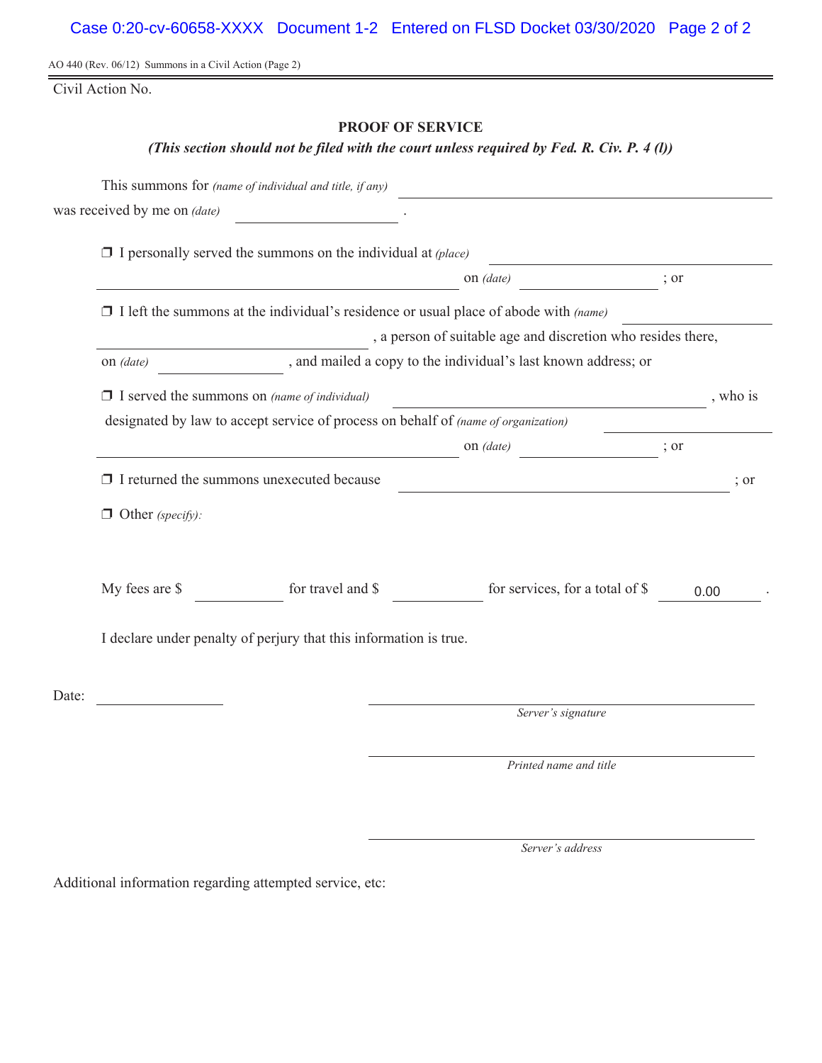AO 440 (Rev. 06/12) Summons in a Civil Action (Page 2)

Civil Action No.

## PROOF OF SERVICE

***(This section should not be filed with the court unless required by Fed. R. Civ. P. 4 (l))***

This summons for *(name of individual and title, if any)* ______________________________

was received by me on *(date)* ______________ .

❒ I personally served the summons on the individual at *(place)* ______________________________ on *(date)* ______________ ; or

❒ I left the summons at the individual's residence or usual place of abode with *(name)* ______________________________ , a person of suitable age and discretion who resides there, on *(date)* ______________ , and mailed a copy to the individual's last known address; or

❒ I served the summons on *(name of individual)* ______________________________ , who is designated by law to accept service of process on behalf of *(name of organization)* ______________________________ on *(date)* ______________ ; or

❒ I returned the summons unexecuted because ______________________________ ; or

❒ Other *(specify)*:

My fees are $ __________ for travel and $ __________ for services, for a total of $ 0.00 .

I declare under penalty of perjury that this information is true.

Date: ______________

______________________________
*Server's signature*

______________________________
*Printed name and title*

______________________________
*Server's address*

Additional information regarding attempted service, etc: